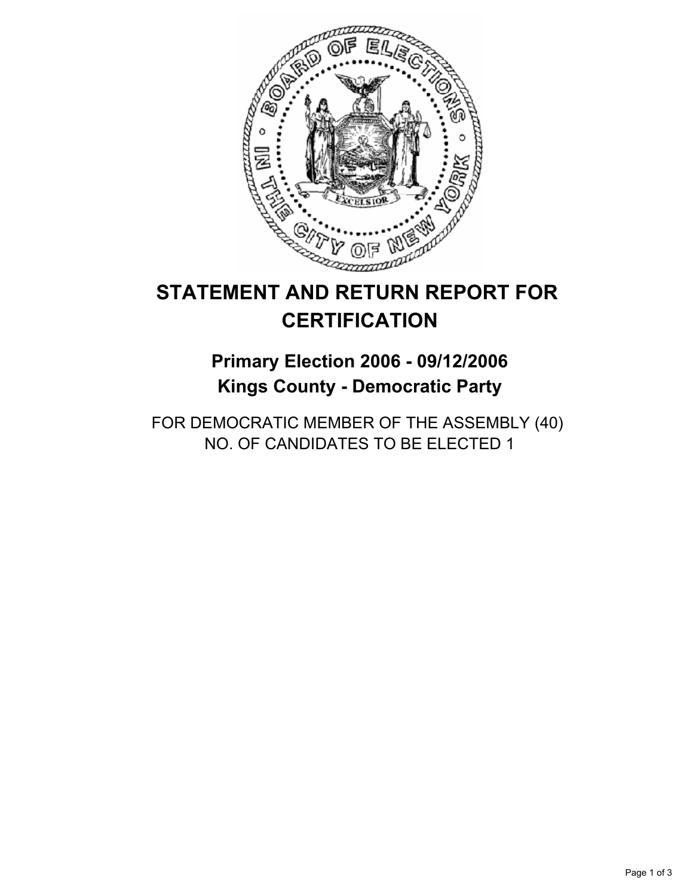# STATEMENT AND RETURN REPORT FOR CERTIFICATION

## Primary Election 2006 - 09/12/2006
## Kings County - Democratic Party

FOR DEMOCRATIC MEMBER OF THE ASSEMBLY (40)
NO. OF CANDIDATES TO BE ELECTED 1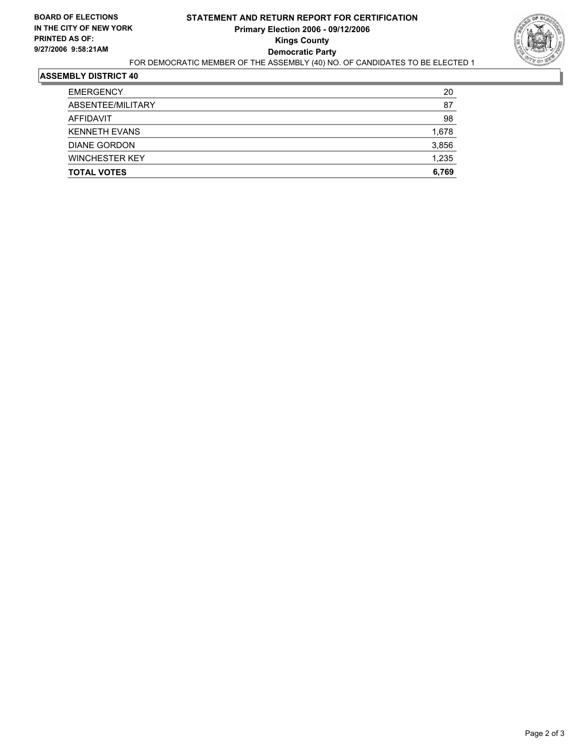**BOARD OF ELECTIONS**
**IN THE CITY OF NEW YORK**
**PRINTED AS OF:**
**9/27/2006 9:58:21AM**

# STATEMENT AND RETURN REPORT FOR CERTIFICATION
## Primary Election 2006 - 09/12/2006
## Kings County
## Democratic Party

FOR DEMOCRATIC MEMBER OF THE ASSEMBLY (40) NO. OF CANDIDATES TO BE ELECTED 1

### ASSEMBLY DISTRICT 40

| | |
|---|---|
| EMERGENCY | 20 |
| ABSENTEE/MILITARY | 87 |
| AFFIDAVIT | 98 |
| KENNETH EVANS | 1,678 |
| DIANE GORDON | 3,856 |
| WINCHESTER KEY | 1,235 |
| **TOTAL VOTES** | **6,769** |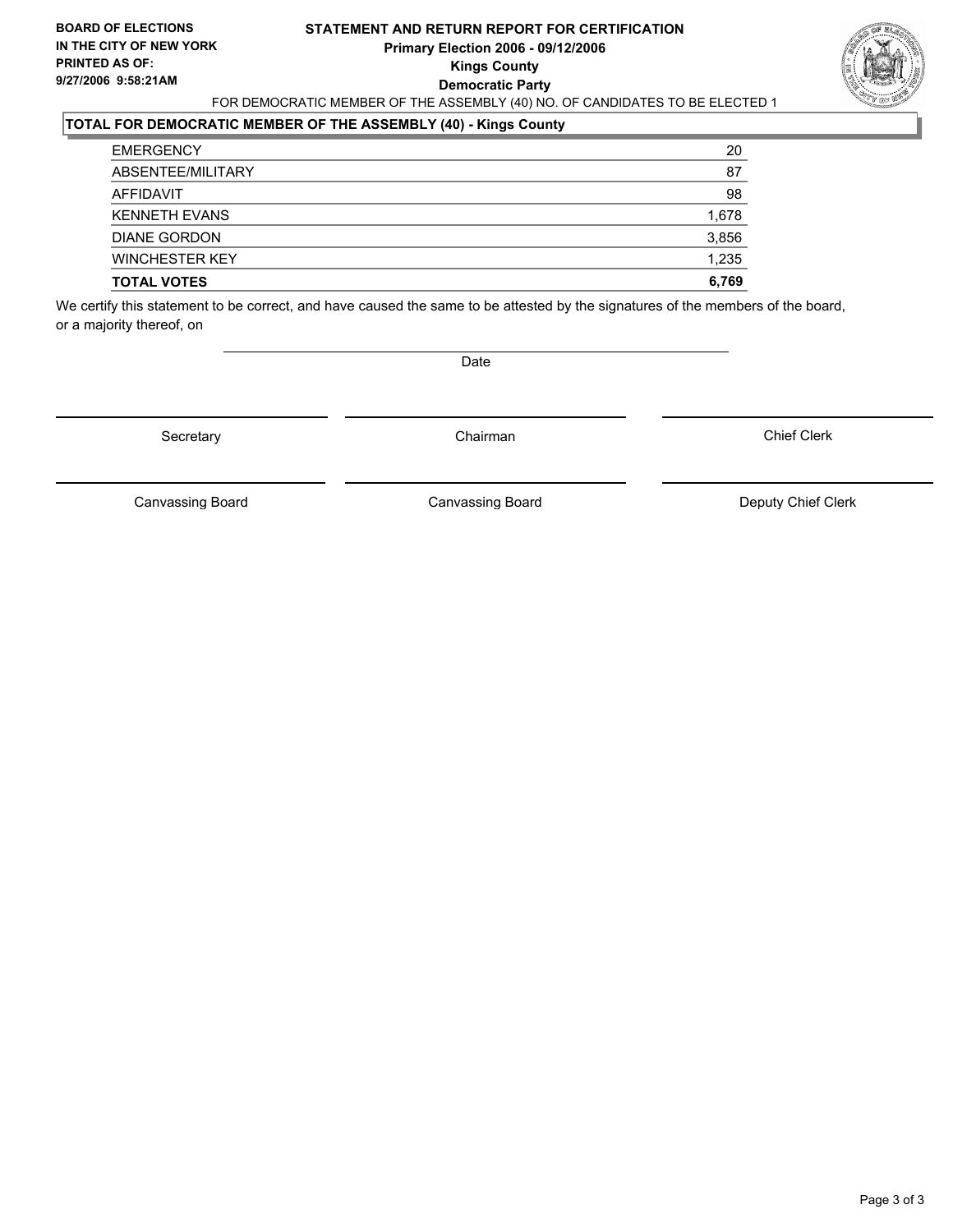**BOARD OF ELECTIONS IN THE CITY OF NEW YORK**
**PRINTED AS OF:**
**9/27/2006 9:58:21AM**

# STATEMENT AND RETURN REPORT FOR CERTIFICATION
## Primary Election 2006 - 09/12/2006
## Kings County
## Democratic Party

FOR DEMOCRATIC MEMBER OF THE ASSEMBLY (40) NO. OF CANDIDATES TO BE ELECTED 1

**TOTAL FOR DEMOCRATIC MEMBER OF THE ASSEMBLY (40) - Kings County**

| | |
|---|---|
| EMERGENCY | 20 |
| ABSENTEE/MILITARY | 87 |
| AFFIDAVIT | 98 |
| KENNETH EVANS | 1,678 |
| DIANE GORDON | 3,856 |
| WINCHESTER KEY | 1,235 |
| **TOTAL VOTES** | **6,769** |

We certify this statement to be correct, and have caused the same to be attested by the signatures of the members of the board, or a majority thereof, on

Date

Secretary

Chairman

Chief Clerk

Canvassing Board

Canvassing Board

Deputy Chief Clerk